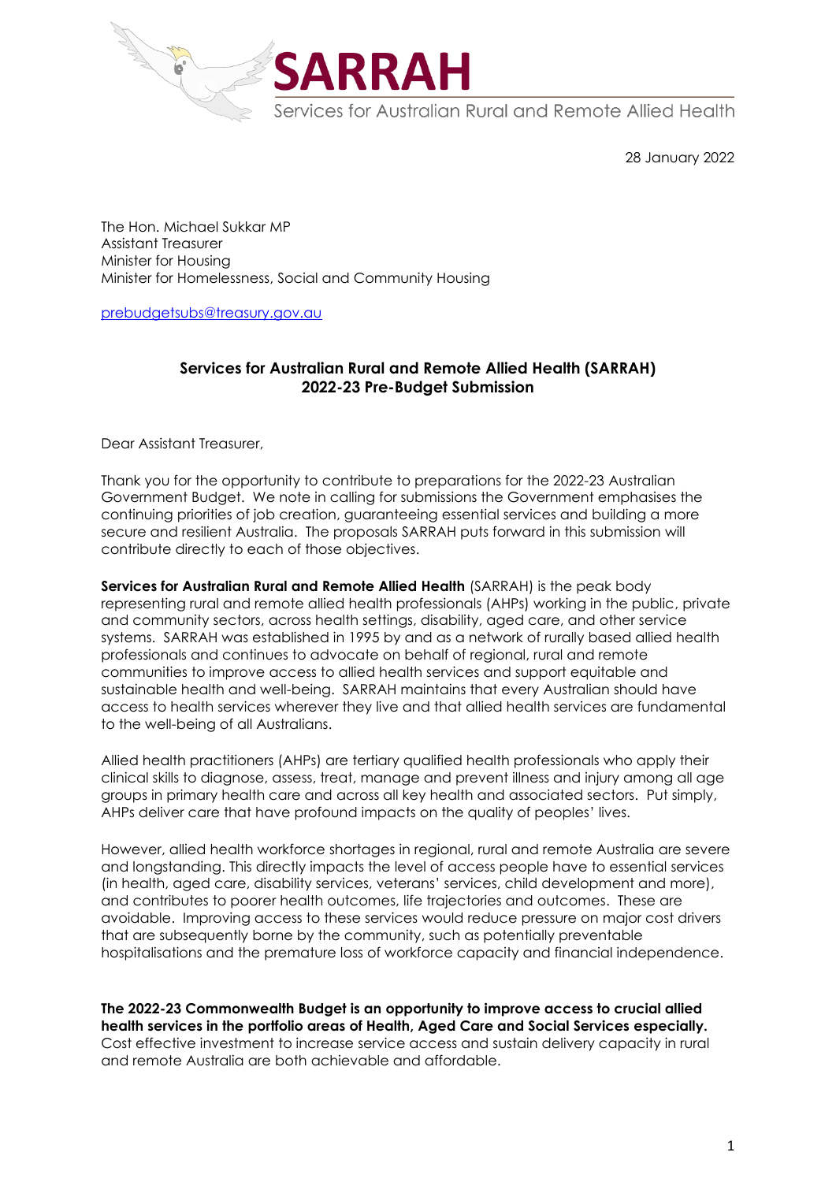**SARRAH**

Services for Australian Rural and Remote Allied Health

28 January 2022

The Hon. Michael Sukkar MP
Assistant Treasurer
Minister for Housing
Minister for Homelessness, Social and Community Housing

prebudgetsubs@treasury.gov.au

**Services for Australian Rural and Remote Allied Health (SARRAH)**
**2022-23 Pre-Budget Submission**

Dear Assistant Treasurer,

Thank you for the opportunity to contribute to preparations for the 2022-23 Australian Government Budget. We note in calling for submissions the Government emphasises the continuing priorities of job creation, guaranteeing essential services and building a more secure and resilient Australia. The proposals SARRAH puts forward in this submission will contribute directly to each of those objectives.

**Services for Australian Rural and Remote Allied Health** (SARRAH) is the peak body representing rural and remote allied health professionals (AHPs) working in the public, private and community sectors, across health settings, disability, aged care, and other service systems. SARRAH was established in 1995 by and as a network of rurally based allied health professionals and continues to advocate on behalf of regional, rural and remote communities to improve access to allied health services and support equitable and sustainable health and well-being. SARRAH maintains that every Australian should have access to health services wherever they live and that allied health services are fundamental to the well-being of all Australians.

Allied health practitioners (AHPs) are tertiary qualified health professionals who apply their clinical skills to diagnose, assess, treat, manage and prevent illness and injury among all age groups in primary health care and across all key health and associated sectors. Put simply, AHPs deliver care that have profound impacts on the quality of peoples' lives.

However, allied health workforce shortages in regional, rural and remote Australia are severe and longstanding. This directly impacts the level of access people have to essential services (in health, aged care, disability services, veterans' services, child development and more), and contributes to poorer health outcomes, life trajectories and outcomes. These are avoidable. Improving access to these services would reduce pressure on major cost drivers that are subsequently borne by the community, such as potentially preventable hospitalisations and the premature loss of workforce capacity and financial independence.

**The 2022-23 Commonwealth Budget is an opportunity to improve access to crucial allied health services in the portfolio areas of Health, Aged Care and Social Services especially.** Cost effective investment to increase service access and sustain delivery capacity in rural and remote Australia are both achievable and affordable.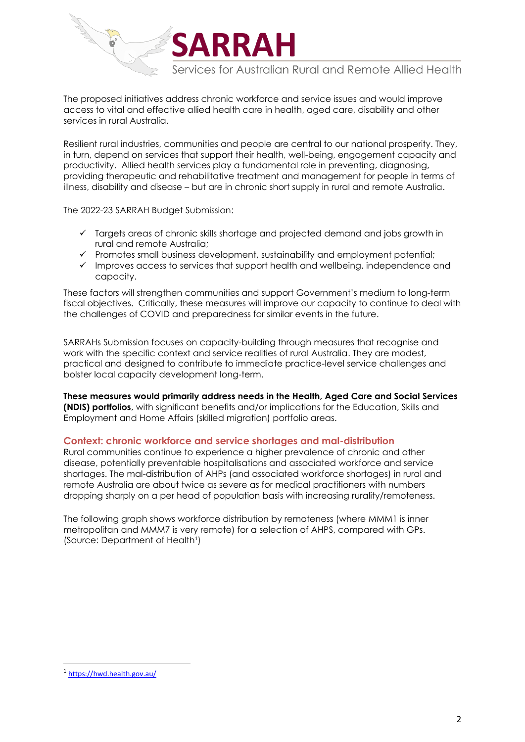The proposed initiatives address chronic workforce and service issues and would improve access to vital and effective allied health care in health, aged care, disability and other services in rural Australia.

Resilient rural industries, communities and people are central to our national prosperity. They, in turn, depend on services that support their health, well-being, engagement capacity and productivity. Allied health services play a fundamental role in preventing, diagnosing, providing therapeutic and rehabilitative treatment and management for people in terms of illness, disability and disease – but are in chronic short supply in rural and remote Australia.

The 2022-23 SARRAH Budget Submission:

- ✓ Targets areas of chronic skills shortage and projected demand and jobs growth in rural and remote Australia;
- ✓ Promotes small business development, sustainability and employment potential;
- ✓ Improves access to services that support health and wellbeing, independence and capacity.

These factors will strengthen communities and support Government's medium to long-term fiscal objectives. Critically, these measures will improve our capacity to continue to deal with the challenges of COVID and preparedness for similar events in the future.

SARRAHs Submission focuses on capacity-building through measures that recognise and work with the specific context and service realities of rural Australia. They are modest, practical and designed to contribute to immediate practice-level service challenges and bolster local capacity development long-term.

**These measures would primarily address needs in the Health, Aged Care and Social Services (NDIS) portfolios**, with significant benefits and/or implications for the Education, Skills and Employment and Home Affairs (skilled migration) portfolio areas.

## Context: chronic workforce and service shortages and mal-distribution

Rural communities continue to experience a higher prevalence of chronic and other disease, potentially preventable hospitalisations and associated workforce and service shortages. The mal-distribution of AHPs (and associated workforce shortages) in rural and remote Australia are about twice as severe as for medical practitioners with numbers dropping sharply on a per head of population basis with increasing rurality/remoteness.

The following graph shows workforce distribution by remoteness (where MMM1 is inner metropolitan and MMM7 is very remote) for a selection of AHPS, compared with GPs. (Source: Department of Health[1])

[1] https://hwd.health.gov.au/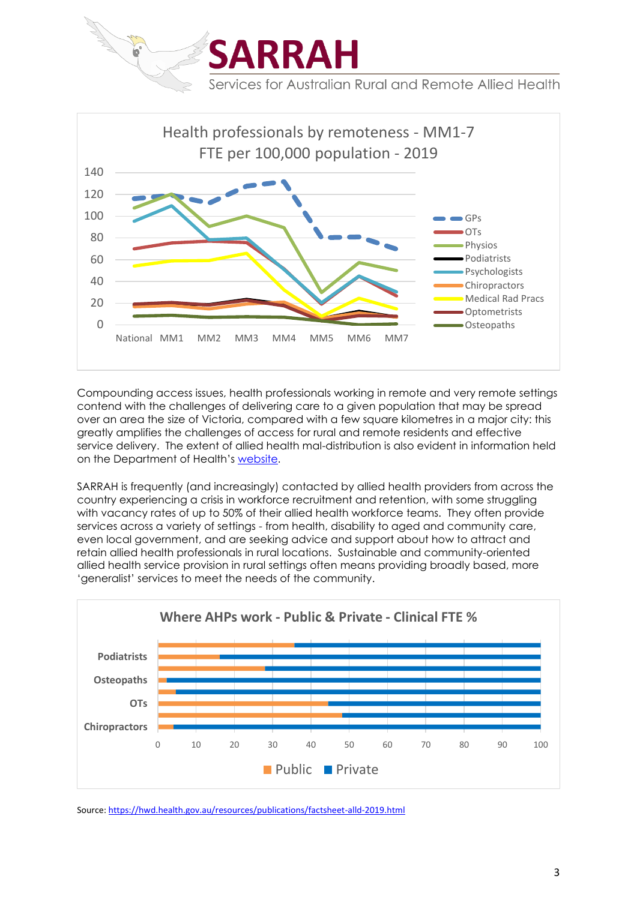Health professionals by remoteness - MM1-7
FTE per 100,000 population - 2019

Compounding access issues, health professionals working in remote and very remote settings contend with the challenges of delivering care to a given population that may be spread over an area the size of Victoria, compared with a few square kilometres in a major city: this greatly amplifies the challenges of access for rural and remote residents and effective service delivery. The extent of allied health mal-distribution is also evident in information held on the Department of Health's website.

SARRAH is frequently (and increasingly) contacted by allied health providers from across the country experiencing a crisis in workforce recruitment and retention, with some struggling with vacancy rates of up to 50% of their allied health workforce teams. They often provide services across a variety of settings - from health, disability to aged and community care, even local government, and are seeking advice and support about how to attract and retain allied health professionals in rural locations. Sustainable and community-oriented allied health service provision in rural settings often means providing broadly based, more 'generalist' services to meet the needs of the community.

Where AHPs work - Public & Private - Clinical FTE %

Source: https://hwd.health.gov.au/resources/publications/factsheet-alld-2019.html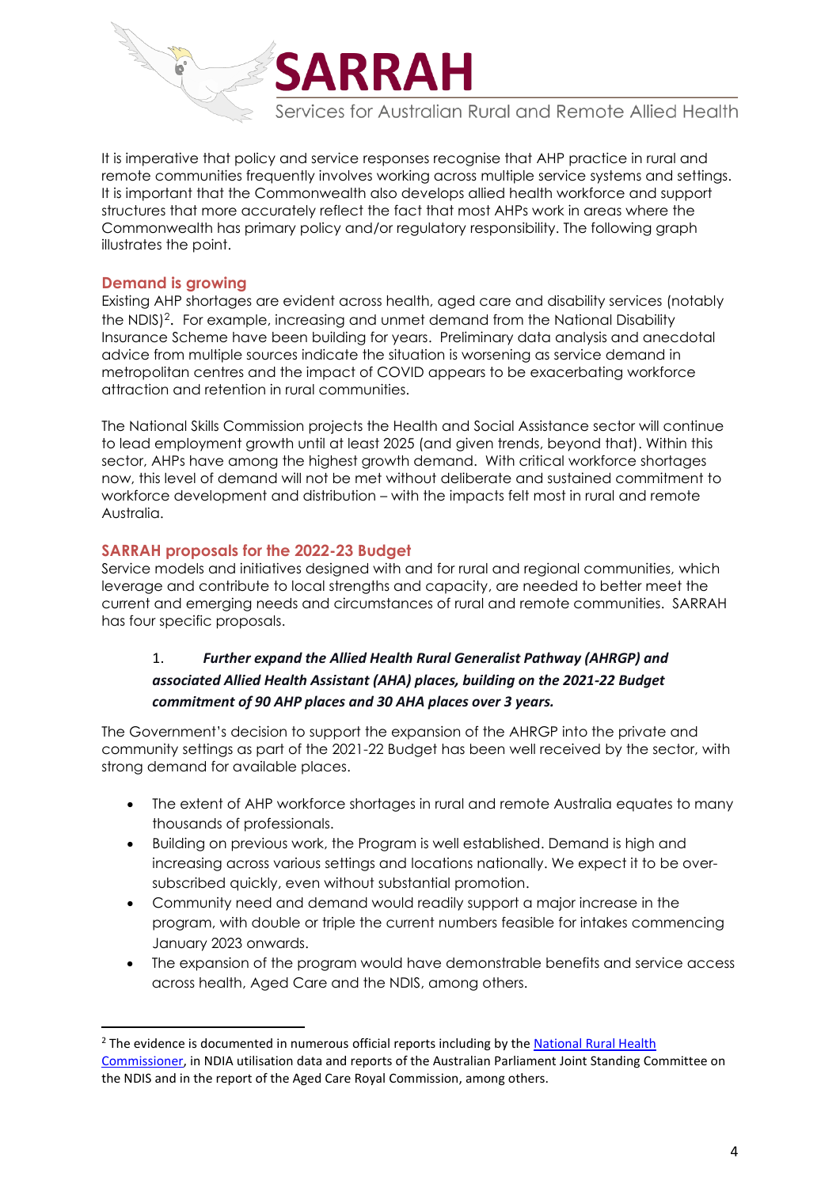It is imperative that policy and service responses recognise that AHP practice in rural and remote communities frequently involves working across multiple service systems and settings. It is important that the Commonwealth also develops allied health workforce and support structures that more accurately reflect the fact that most AHPs work in areas where the Commonwealth has primary policy and/or regulatory responsibility. The following graph illustrates the point.

## Demand is growing

Existing AHP shortages are evident across health, aged care and disability services (notably the NDIS)[2]. For example, increasing and unmet demand from the National Disability Insurance Scheme have been building for years. Preliminary data analysis and anecdotal advice from multiple sources indicate the situation is worsening as service demand in metropolitan centres and the impact of COVID appears to be exacerbating workforce attraction and retention in rural communities.

The National Skills Commission projects the Health and Social Assistance sector will continue to lead employment growth until at least 2025 (and given trends, beyond that). Within this sector, AHPs have among the highest growth demand. With critical workforce shortages now, this level of demand will not be met without deliberate and sustained commitment to workforce development and distribution – with the impacts felt most in rural and remote Australia.

## SARRAH proposals for the 2022-23 Budget

Service models and initiatives designed with and for rural and regional communities, which leverage and contribute to local strengths and capacity, are needed to better meet the current and emerging needs and circumstances of rural and remote communities. SARRAH has four specific proposals.

1. ***Further expand the Allied Health Rural Generalist Pathway (AHRGP) and associated Allied Health Assistant (AHA) places, building on the 2021-22 Budget commitment of 90 AHP places and 30 AHA places over 3 years.***

The Government's decision to support the expansion of the AHRGP into the private and community settings as part of the 2021-22 Budget has been well received by the sector, with strong demand for available places.

- The extent of AHP workforce shortages in rural and remote Australia equates to many thousands of professionals.
- Building on previous work, the Program is well established. Demand is high and increasing across various settings and locations nationally. We expect it to be over-subscribed quickly, even without substantial promotion.
- Community need and demand would readily support a major increase in the program, with double or triple the current numbers feasible for intakes commencing January 2023 onwards.
- The expansion of the program would have demonstrable benefits and service access across health, Aged Care and the NDIS, among others.

---

[2] The evidence is documented in numerous official reports including by the National Rural Health Commissioner, in NDIA utilisation data and reports of the Australian Parliament Joint Standing Committee on the NDIS and in the report of the Aged Care Royal Commission, among others.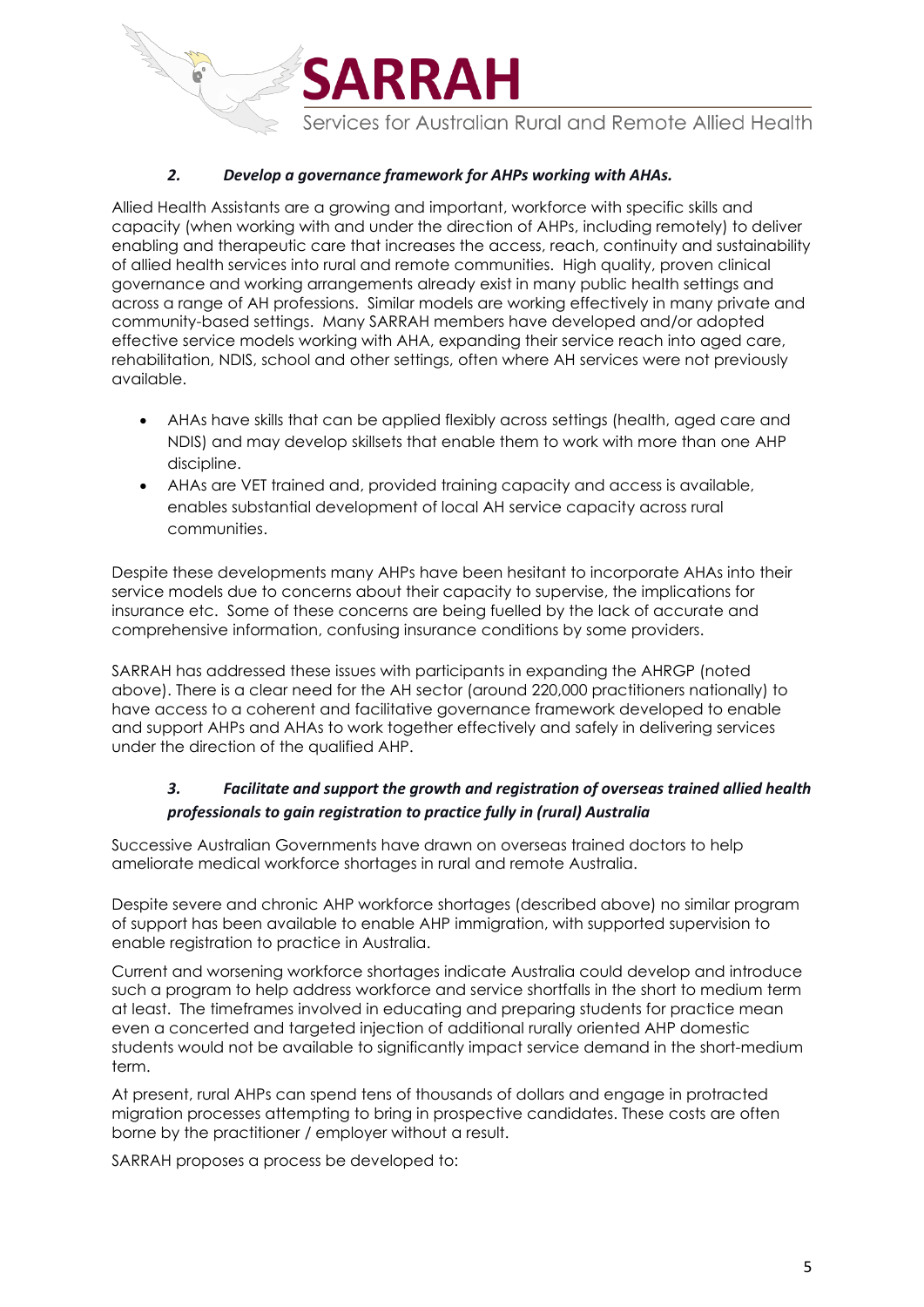### *2. Develop a governance framework for AHPs working with AHAs.*

Allied Health Assistants are a growing and important, workforce with specific skills and capacity (when working with and under the direction of AHPs, including remotely) to deliver enabling and therapeutic care that increases the access, reach, continuity and sustainability of allied health services into rural and remote communities. High quality, proven clinical governance and working arrangements already exist in many public health settings and across a range of AH professions. Similar models are working effectively in many private and community-based settings. Many SARRAH members have developed and/or adopted effective service models working with AHA, expanding their service reach into aged care, rehabilitation, NDIS, school and other settings, often where AH services were not previously available.

- AHAs have skills that can be applied flexibly across settings (health, aged care and NDIS) and may develop skillsets that enable them to work with more than one AHP discipline.
- AHAs are VET trained and, provided training capacity and access is available, enables substantial development of local AH service capacity across rural communities.

Despite these developments many AHPs have been hesitant to incorporate AHAs into their service models due to concerns about their capacity to supervise, the implications for insurance etc. Some of these concerns are being fuelled by the lack of accurate and comprehensive information, confusing insurance conditions by some providers.

SARRAH has addressed these issues with participants in expanding the AHRGP (noted above). There is a clear need for the AH sector (around 220,000 practitioners nationally) to have access to a coherent and facilitative governance framework developed to enable and support AHPs and AHAs to work together effectively and safely in delivering services under the direction of the qualified AHP.

### *3. Facilitate and support the growth and registration of overseas trained allied health professionals to gain registration to practice fully in (rural) Australia*

Successive Australian Governments have drawn on overseas trained doctors to help ameliorate medical workforce shortages in rural and remote Australia.

Despite severe and chronic AHP workforce shortages (described above) no similar program of support has been available to enable AHP immigration, with supported supervision to enable registration to practice in Australia.

Current and worsening workforce shortages indicate Australia could develop and introduce such a program to help address workforce and service shortfalls in the short to medium term at least. The timeframes involved in educating and preparing students for practice mean even a concerted and targeted injection of additional rurally oriented AHP domestic students would not be available to significantly impact service demand in the short-medium term.

At present, rural AHPs can spend tens of thousands of dollars and engage in protracted migration processes attempting to bring in prospective candidates. These costs are often borne by the practitioner / employer without a result.

SARRAH proposes a process be developed to: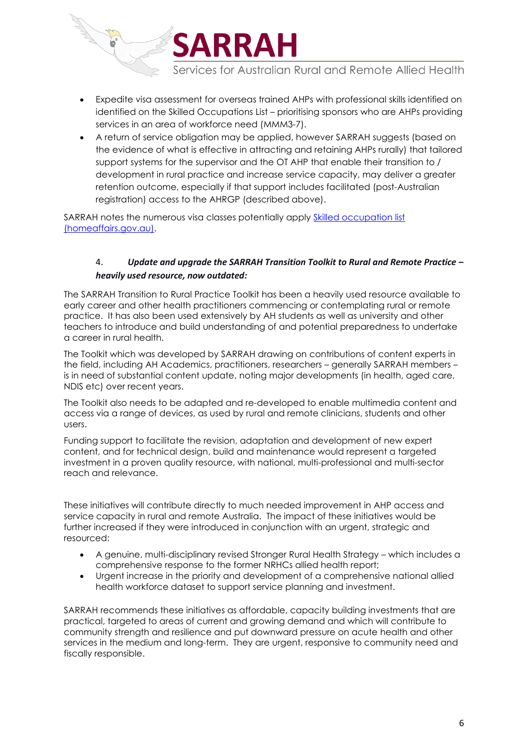- Expedite visa assessment for overseas trained AHPs with professional skills identified on identified on the Skilled Occupations List – prioritising sponsors who are AHPs providing services in an area of workforce need (MMM3-7).
- A return of service obligation may be applied, however SARRAH suggests (based on the evidence of what is effective in attracting and retaining AHPs rurally) that tailored support systems for the supervisor and the OT AHP that enable their transition to / development in rural practice and increase service capacity, may deliver a greater retention outcome, especially if that support includes facilitated (post-Australian registration) access to the AHRGP (described above).

SARRAH notes the numerous visa classes potentially apply [Skilled occupation list (homeaffairs.gov.au)](homeaffairs.gov.au).

4. ***Update and upgrade the SARRAH Transition Toolkit to Rural and Remote Practice – heavily used resource, now outdated:***

The SARRAH Transition to Rural Practice Toolkit has been a heavily used resource available to early career and other health practitioners commencing or contemplating rural or remote practice. It has also been used extensively by AH students as well as university and other teachers to introduce and build understanding of and potential preparedness to undertake a career in rural health.

The Toolkit which was developed by SARRAH drawing on contributions of content experts in the field, including AH Academics, practitioners, researchers – generally SARRAH members – is in need of substantial content update, noting major developments (in health, aged care, NDIS etc) over recent years.

The Toolkit also needs to be adapted and re-developed to enable multimedia content and access via a range of devices, as used by rural and remote clinicians, students and other users.

Funding support to facilitate the revision, adaptation and development of new expert content, and for technical design, build and maintenance would represent a targeted investment in a proven quality resource, with national, multi-professional and multi-sector reach and relevance.

These initiatives will contribute directly to much needed improvement in AHP access and service capacity in rural and remote Australia. The impact of these initiatives would be further increased if they were introduced in conjunction with an urgent, strategic and resourced:

- A genuine, multi-disciplinary revised Stronger Rural Health Strategy – which includes a comprehensive response to the former NRHCs allied health report;
- Urgent increase in the priority and development of a comprehensive national allied health workforce dataset to support service planning and investment.

SARRAH recommends these initiatives as affordable, capacity building investments that are practical, targeted to areas of current and growing demand and which will contribute to community strength and resilience and put downward pressure on acute health and other services in the medium and long-term. They are urgent, responsive to community need and fiscally responsible.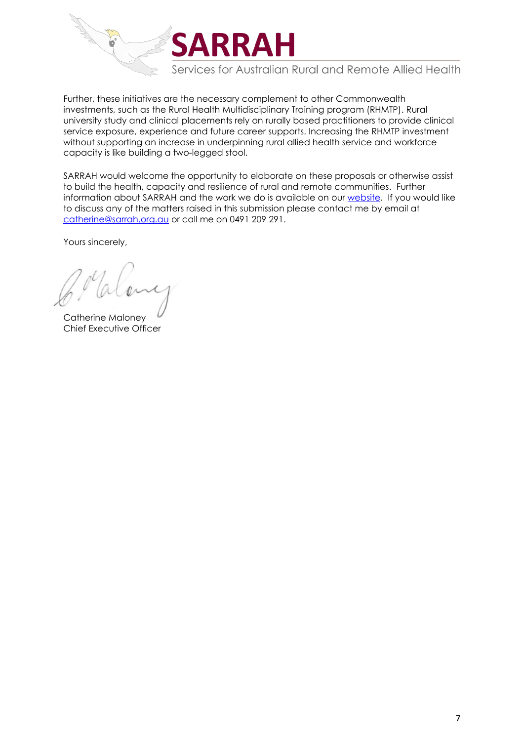Further, these initiatives are the necessary complement to other Commonwealth investments, such as the Rural Health Multidisciplinary Training program (RHMTP). Rural university study and clinical placements rely on rurally based practitioners to provide clinical service exposure, experience and future career supports. Increasing the RHMTP investment without supporting an increase in underpinning rural allied health service and workforce capacity is like building a two-legged stool.

SARRAH would welcome the opportunity to elaborate on these proposals or otherwise assist to build the health, capacity and resilience of rural and remote communities. Further information about SARRAH and the work we do is available on our website. If you would like to discuss any of the matters raised in this submission please contact me by email at catherine@sarrah.org.au or call me on 0491 209 291.

Yours sincerely,

Catherine Maloney
Chief Executive Officer